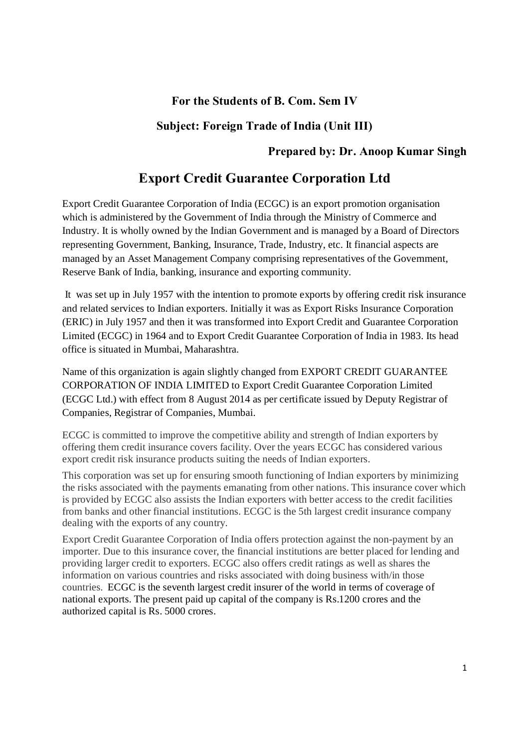**For the Students of B. Com. Sem IV**

**Subject: Foreign Trade of India (Unit III)**

**Prepared by: Dr. Anoop Kumar Singh**

# Export Credit Guarantee Corporation Ltd

Export Credit Guarantee Corporation of India (ECGC) is an export promotion organisation which is administered by the Government of India through the Ministry of Commerce and Industry. It is wholly owned by the Indian Government and is managed by a Board of Directors representing Government, Banking, Insurance, Trade, Industry, etc. It financial aspects are managed by an Asset Management Company comprising representatives of the Government, Reserve Bank of India, banking, insurance and exporting community.

It was set up in July 1957 with the intention to promote exports by offering credit risk insurance and related services to Indian exporters. Initially it was as Export Risks Insurance Corporation (ERIC) in July 1957 and then it was transformed into Export Credit and Guarantee Corporation Limited (ECGC) in 1964 and to Export Credit Guarantee Corporation of India in 1983. Its head office is situated in Mumbai, Maharashtra.

Name of this organization is again slightly changed from EXPORT CREDIT GUARANTEE CORPORATION OF INDIA LIMITED to Export Credit Guarantee Corporation Limited (ECGC Ltd.) with effect from 8 August 2014 as per certificate issued by Deputy Registrar of Companies, Registrar of Companies, Mumbai.

ECGC is committed to improve the competitive ability and strength of Indian exporters by offering them credit insurance covers facility. Over the years ECGC has considered various export credit risk insurance products suiting the needs of Indian exporters.

This corporation was set up for ensuring smooth functioning of Indian exporters by minimizing the risks associated with the payments emanating from other nations. This insurance cover which is provided by ECGC also assists the Indian exporters with better access to the credit facilities from banks and other financial institutions. ECGC is the 5th largest credit insurance company dealing with the exports of any country.

Export Credit Guarantee Corporation of India offers protection against the non-payment by an importer. Due to this insurance cover, the financial institutions are better placed for lending and providing larger credit to exporters. ECGC also offers credit ratings as well as shares the information on various countries and risks associated with doing business with/in those countries. ECGC is the seventh largest credit insurer of the world in terms of coverage of national exports. The present paid up capital of the company is Rs.1200 crores and the authorized capital is Rs. 5000 crores.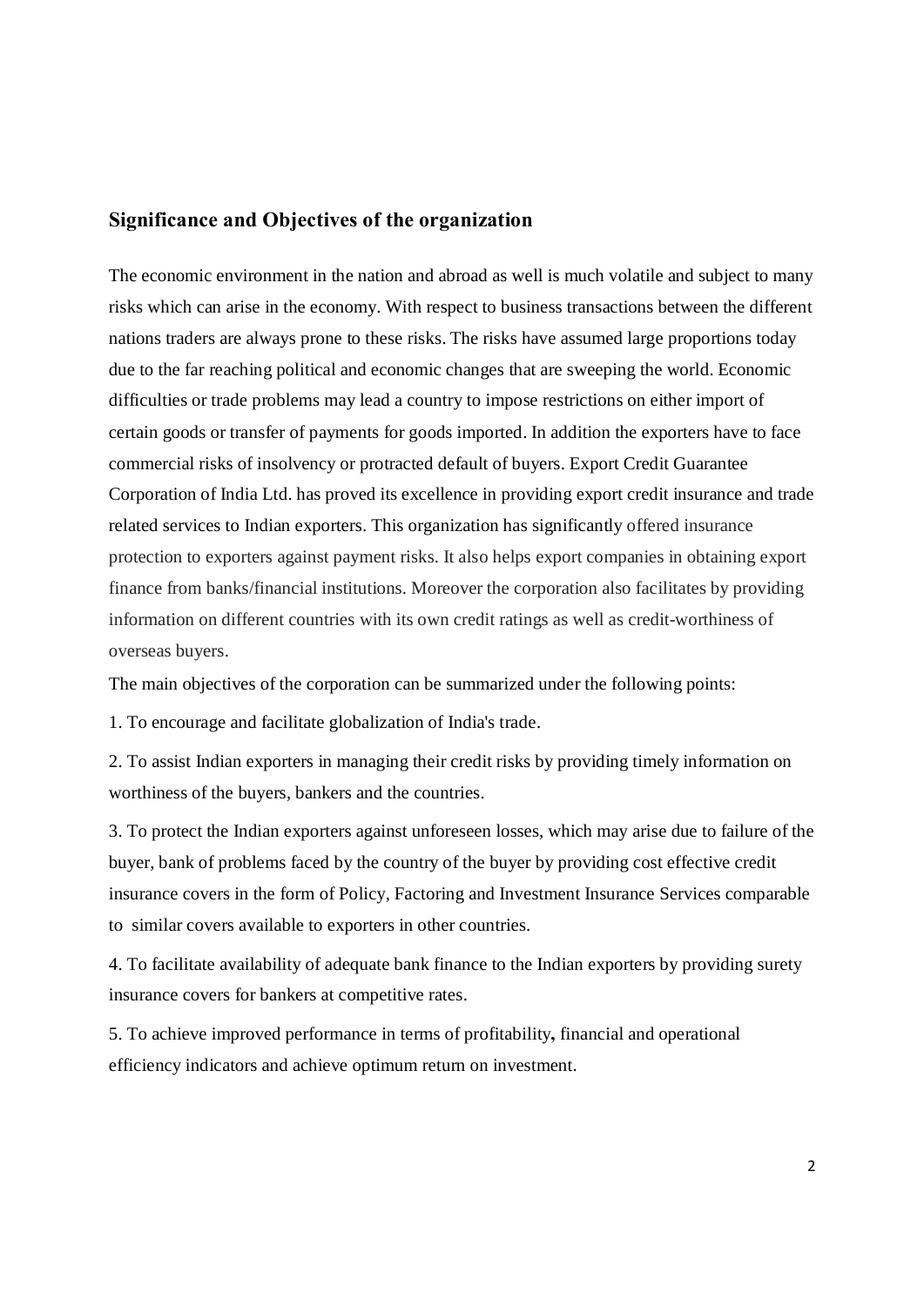## Significance and Objectives of the organization

The economic environment in the nation and abroad as well is much volatile and subject to many risks which can arise in the economy. With respect to business transactions between the different nations traders are always prone to these risks. The risks have assumed large proportions today due to the far reaching political and economic changes that are sweeping the world. Economic difficulties or trade problems may lead a country to impose restrictions on either import of certain goods or transfer of payments for goods imported. In addition the exporters have to face commercial risks of insolvency or protracted default of buyers. Export Credit Guarantee Corporation of India Ltd. has proved its excellence in providing export credit insurance and trade related services to Indian exporters. This organization has significantly offered insurance protection to exporters against payment risks. It also helps export companies in obtaining export finance from banks/financial institutions. Moreover the corporation also facilitates by providing information on different countries with its own credit ratings as well as credit-worthiness of overseas buyers.

The main objectives of the corporation can be summarized under the following points:

1. To encourage and facilitate globalization of India's trade.

2. To assist Indian exporters in managing their credit risks by providing timely information on worthiness of the buyers, bankers and the countries.

3. To protect the Indian exporters against unforeseen losses, which may arise due to failure of the buyer, bank of problems faced by the country of the buyer by providing cost effective credit insurance covers in the form of Policy, Factoring and Investment Insurance Services comparable to similar covers available to exporters in other countries.

4. To facilitate availability of adequate bank finance to the Indian exporters by providing surety insurance covers for bankers at competitive rates.

5. To achieve improved performance in terms of profitability**,** financial and operational efficiency indicators and achieve optimum return on investment.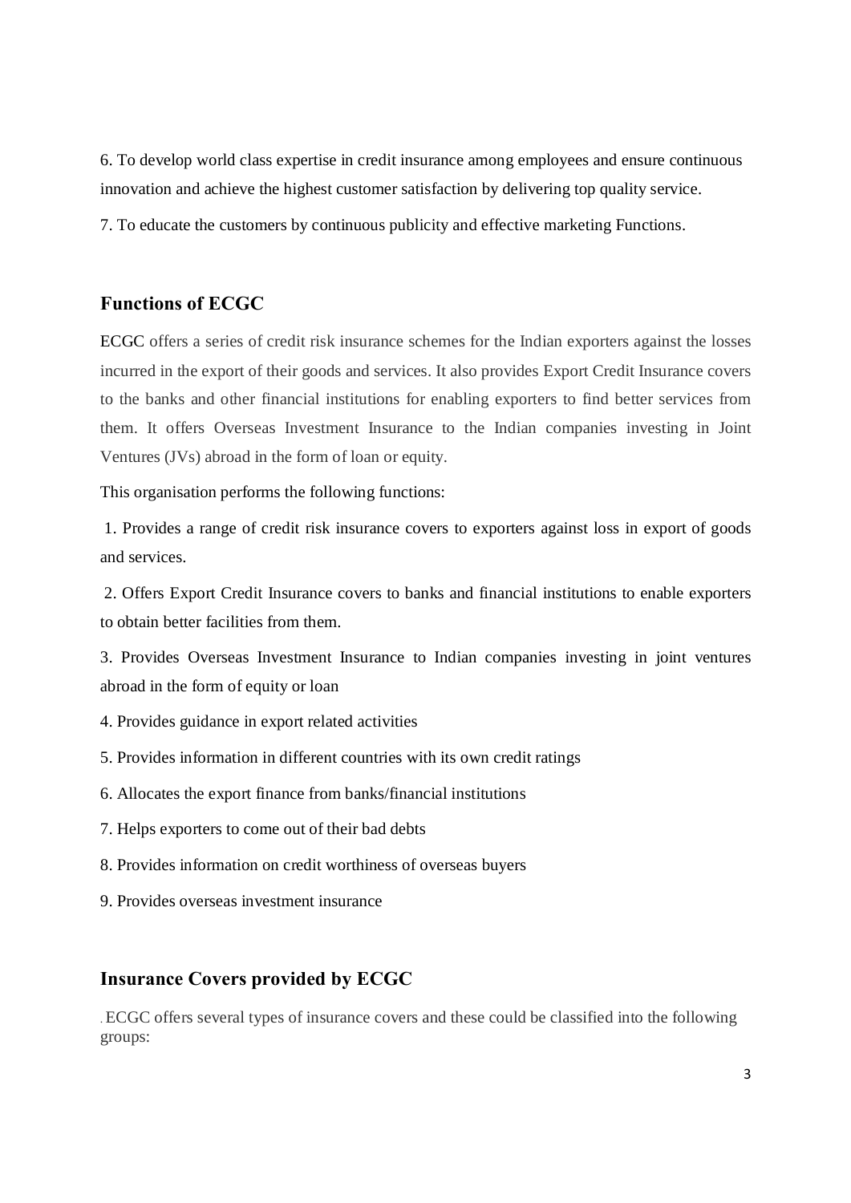6. To develop world class expertise in credit insurance among employees and ensure continuous innovation and achieve the highest customer satisfaction by delivering top quality service.

7. To educate the customers by continuous publicity and effective marketing Functions.

## Functions of ECGC

ECGC offers a series of credit risk insurance schemes for the Indian exporters against the losses incurred in the export of their goods and services. It also provides Export Credit Insurance covers to the banks and other financial institutions for enabling exporters to find better services from them. It offers Overseas Investment Insurance to the Indian companies investing in Joint Ventures (JVs) abroad in the form of loan or equity.

This organisation performs the following functions:

1. Provides a range of credit risk insurance covers to exporters against loss in export of goods and services.

2. Offers Export Credit Insurance covers to banks and financial institutions to enable exporters to obtain better facilities from them.

3. Provides Overseas Investment Insurance to Indian companies investing in joint ventures abroad in the form of equity or loan

4. Provides guidance in export related activities

5. Provides information in different countries with its own credit ratings

6. Allocates the export finance from banks/financial institutions

7. Helps exporters to come out of their bad debts

8. Provides information on credit worthiness of overseas buyers

9. Provides overseas investment insurance

## Insurance Covers provided by ECGC

. ECGC offers several types of insurance covers and these could be classified into the following groups: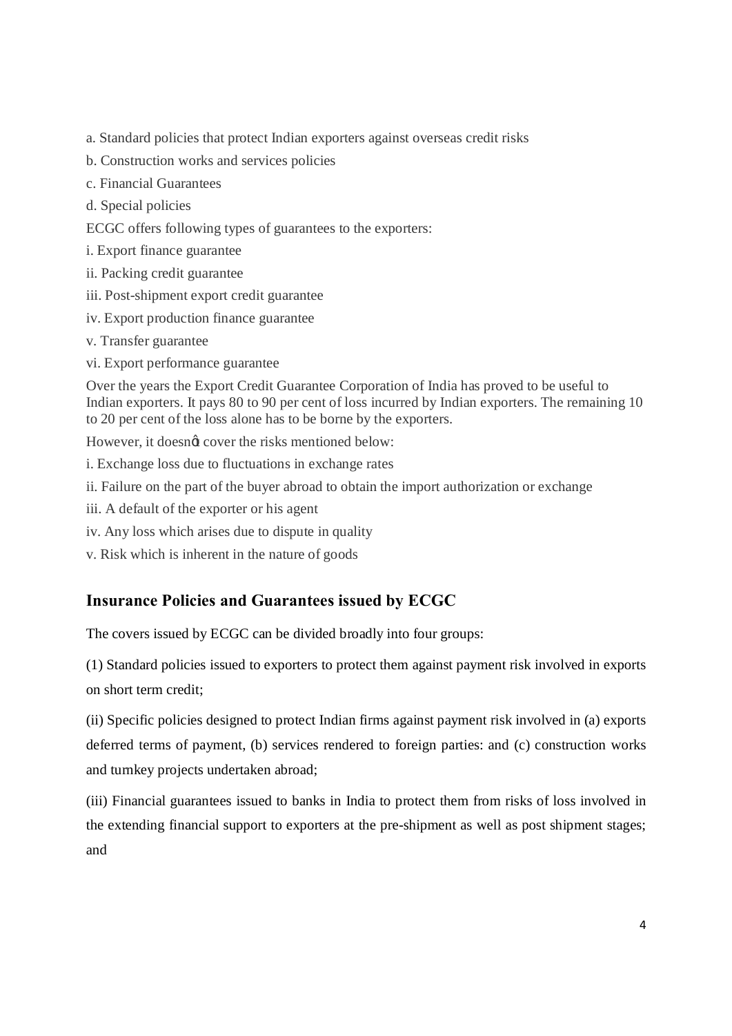a. Standard policies that protect Indian exporters against overseas credit risks

b. Construction works and services policies

c. Financial Guarantees

d. Special policies

ECGC offers following types of guarantees to the exporters:

i. Export finance guarantee

ii. Packing credit guarantee

iii. Post-shipment export credit guarantee

iv. Export production finance guarantee

v. Transfer guarantee

vi. Export performance guarantee

Over the years the Export Credit Guarantee Corporation of India has proved to be useful to Indian exporters. It pays 80 to 90 per cent of loss incurred by Indian exporters. The remaining 10 to 20 per cent of the loss alone has to be borne by the exporters.

However, it doesnû cover the risks mentioned below:

i. Exchange loss due to fluctuations in exchange rates

ii. Failure on the part of the buyer abroad to obtain the import authorization or exchange

iii. A default of the exporter or his agent

iv. Any loss which arises due to dispute in quality

v. Risk which is inherent in the nature of goods

## Insurance Policies and Guarantees issued by ECGC

The covers issued by ECGC can be divided broadly into four groups:

(1) Standard policies issued to exporters to protect them against payment risk involved in exports on short term credit;

(ii) Specific policies designed to protect Indian firms against payment risk involved in (a) exports deferred terms of payment, (b) services rendered to foreign parties: and (c) construction works and turnkey projects undertaken abroad;

(iii) Financial guarantees issued to banks in India to protect them from risks of loss involved in the extending financial support to exporters at the pre-shipment as well as post shipment stages; and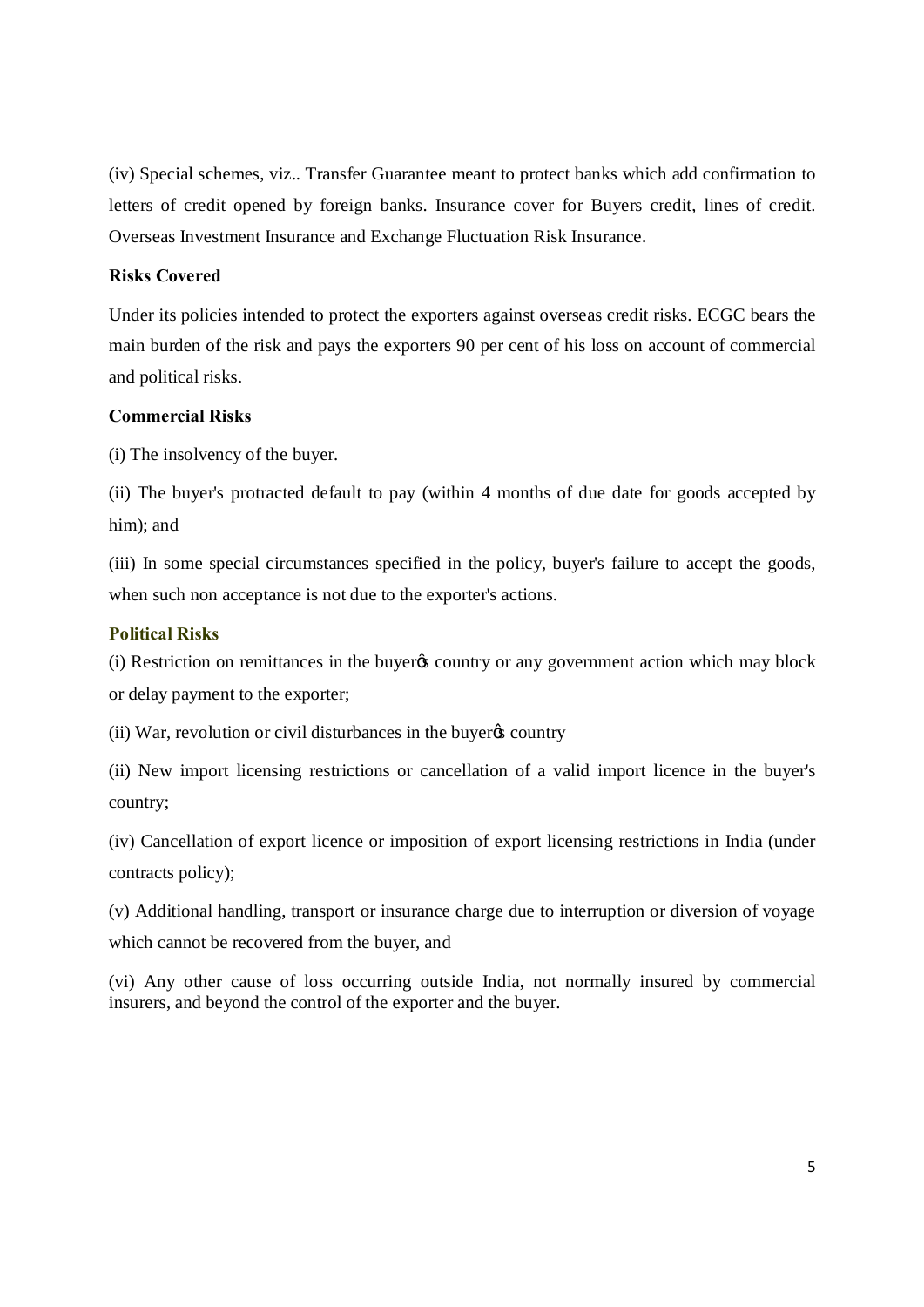(iv) Special schemes, viz.. Transfer Guarantee meant to protect banks which add confirmation to letters of credit opened by foreign banks. Insurance cover for Buyers credit, lines of credit. Overseas Investment Insurance and Exchange Fluctuation Risk Insurance.

**Risks Covered**

Under its policies intended to protect the exporters against overseas credit risks. ECGC bears the main burden of the risk and pays the exporters 90 per cent of his loss on account of commercial and political risks.

**Commercial Risks**

(i) The insolvency of the buyer.

(ii) The buyer's protracted default to pay (within 4 months of due date for goods accepted by him); and

(iii) In some special circumstances specified in the policy, buyer's failure to accept the goods, when such non acceptance is not due to the exporter's actions.

**Political Risks**

(i) Restriction on remittances in the buyerϕs country or any government action which may block or delay payment to the exporter;

(ii) War, revolution or civil disturbances in the buyerϕs country

(ii) New import licensing restrictions or cancellation of a valid import licence in the buyer's country;

(iv) Cancellation of export licence or imposition of export licensing restrictions in India (under contracts policy);

(v) Additional handling, transport or insurance charge due to interruption or diversion of voyage which cannot be recovered from the buyer, and

(vi) Any other cause of loss occurring outside India, not normally insured by commercial insurers, and beyond the control of the exporter and the buyer.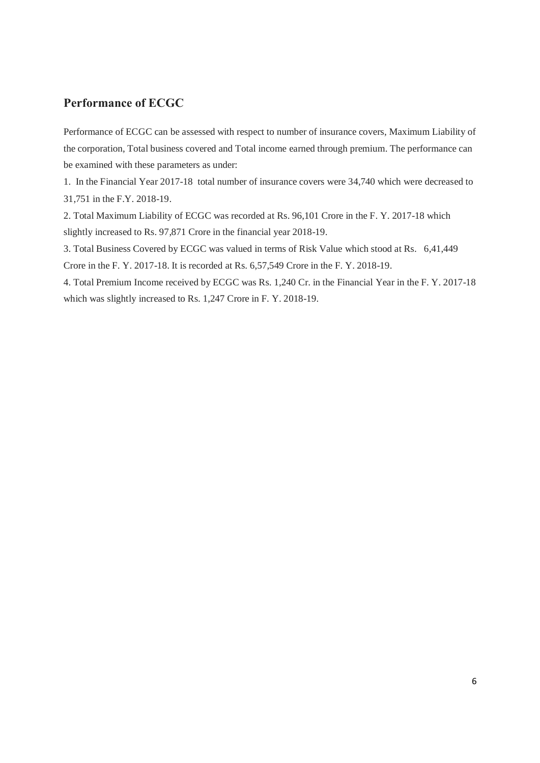## Performance of ECGC

Performance of ECGC can be assessed with respect to number of insurance covers, Maximum Liability of the corporation, Total business covered and Total income earned through premium. The performance can be examined with these parameters as under:

1. In the Financial Year 2017-18 total number of insurance covers were 34,740 which were decreased to 31,751 in the F.Y. 2018-19.
2. Total Maximum Liability of ECGC was recorded at Rs. 96,101 Crore in the F. Y. 2017-18 which slightly increased to Rs. 97,871 Crore in the financial year 2018-19.
3. Total Business Covered by ECGC was valued in terms of Risk Value which stood at Rs. 6,41,449 Crore in the F. Y. 2017-18. It is recorded at Rs. 6,57,549 Crore in the F. Y. 2018-19.
4. Total Premium Income received by ECGC was Rs. 1,240 Cr. in the Financial Year in the F. Y. 2017-18 which was slightly increased to Rs. 1,247 Crore in F. Y. 2018-19.